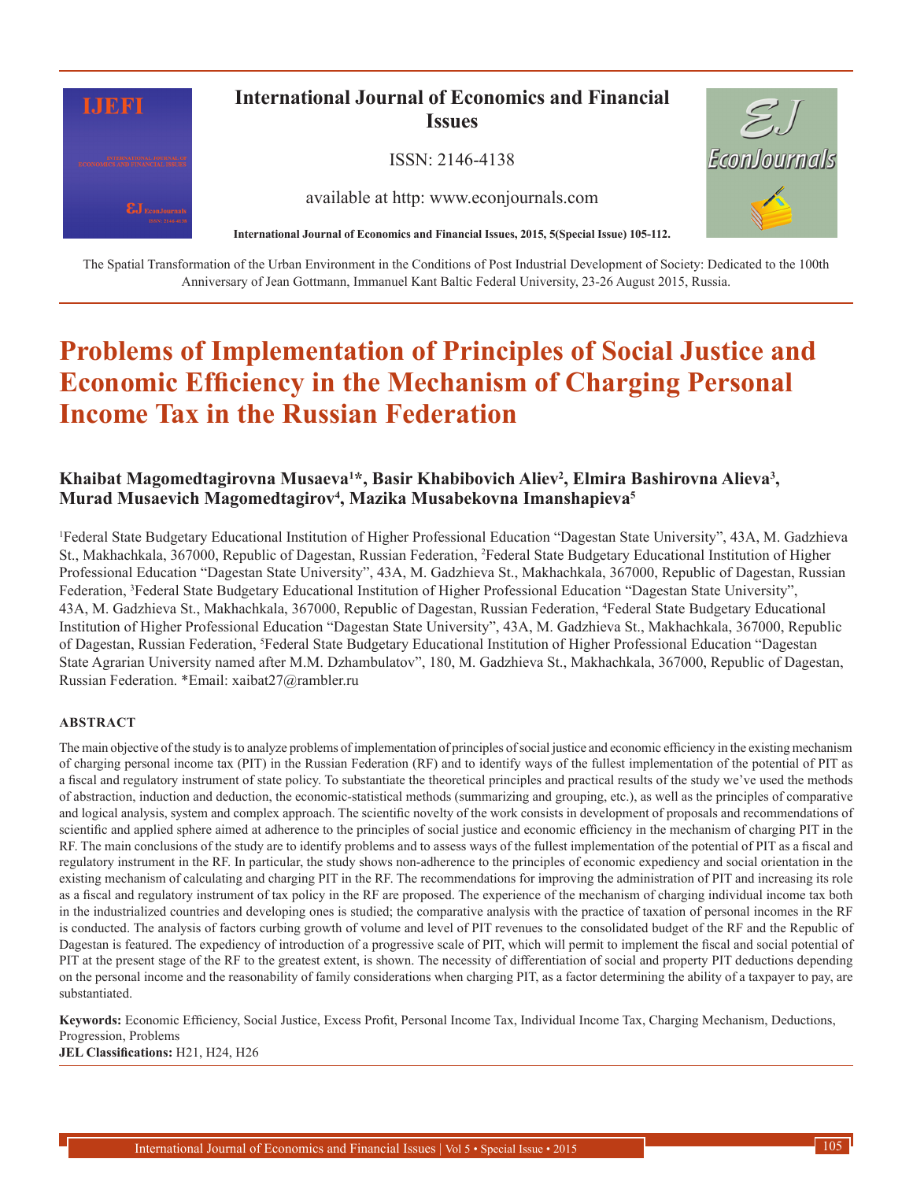# Problems of Implementation of Principles of Social Justice and Economic Efficiency in the Mechanism of Charging Personal Income Tax in the Russian Federation

**Khaibat Magomedtagirovna Musaeva[1]\*, Basir Khabibovich Aliev[2], Elmira Bashirovna Alieva[3], Murad Musaevich Magomedtagirov[4], Mazika Musabekovna Imanshapieva[5]**

[1]Federal State Budgetary Educational Institution of Higher Professional Education "Dagestan State University", 43A, M. Gadzhieva St., Makhachkala, 367000, Republic of Dagestan, Russian Federation, [2]Federal State Budgetary Educational Institution of Higher Professional Education "Dagestan State University", 43A, M. Gadzhieva St., Makhachkala, 367000, Republic of Dagestan, Russian Federation, [3]Federal State Budgetary Educational Institution of Higher Professional Education "Dagestan State University", 43A, M. Gadzhieva St., Makhachkala, 367000, Republic of Dagestan, Russian Federation, [4]Federal State Budgetary Educational Institution of Higher Professional Education "Dagestan State University", 43A, M. Gadzhieva St., Makhachkala, 367000, Republic of Dagestan, Russian Federation, [5]Federal State Budgetary Educational Institution of Higher Professional Education "Dagestan State Agrarian University named after M.M. Dzhambulatov", 180, M. Gadzhieva St., Makhachkala, 367000, Republic of Dagestan, Russian Federation. *Email: xaibat27@rambler.ru

The Spatial Transformation of the Urban Environment in the Conditions of Post Industrial Development of Society: Dedicated to the 100th Anniversary of Jean Gottmann, Immanuel Kant Baltic Federal University, 23-26 August 2015, Russia.

## ABSTRACT

The main objective of the study is to analyze problems of implementation of principles of social justice and economic efficiency in the existing mechanism of charging personal income tax (PIT) in the Russian Federation (RF) and to identify ways of the fullest implementation of the potential of PIT as a fiscal and regulatory instrument of state policy. To substantiate the theoretical principles and practical results of the study we've used the methods of abstraction, induction and deduction, the economic-statistical methods (summarizing and grouping, etc.), as well as the principles of comparative and logical analysis, system and complex approach. The scientific novelty of the work consists in development of proposals and recommendations of scientific and applied sphere aimed at adherence to the principles of social justice and economic efficiency in the mechanism of charging PIT in the RF. The main conclusions of the study are to identify problems and to assess ways of the fullest implementation of the potential of PIT as a fiscal and regulatory instrument in the RF. In particular, the study shows non-adherence to the principles of economic expediency and social orientation in the existing mechanism of calculating and charging PIT in the RF. The recommendations for improving the administration of PIT and increasing its role as a fiscal and regulatory instrument of tax policy in the RF are proposed. The experience of the mechanism of charging individual income tax both in the industrialized countries and developing ones is studied; the comparative analysis with the practice of taxation of personal incomes in the RF is conducted. The analysis of factors curbing growth of volume and level of PIT revenues to the consolidated budget of the RF and the Republic of Dagestan is featured. The expediency of introduction of a progressive scale of PIT, which will permit to implement the fiscal and social potential of PIT at the present stage of the RF to the greatest extent, is shown. The necessity of differentiation of social and property PIT deductions depending on the personal income and the reasonability of family considerations when charging PIT, as a factor determining the ability of a taxpayer to pay, are substantiated.

**Keywords:** Economic Efficiency, Social Justice, Excess Profit, Personal Income Tax, Individual Income Tax, Charging Mechanism, Deductions, Progression, Problems

**JEL Classifications:** H21, H24, H26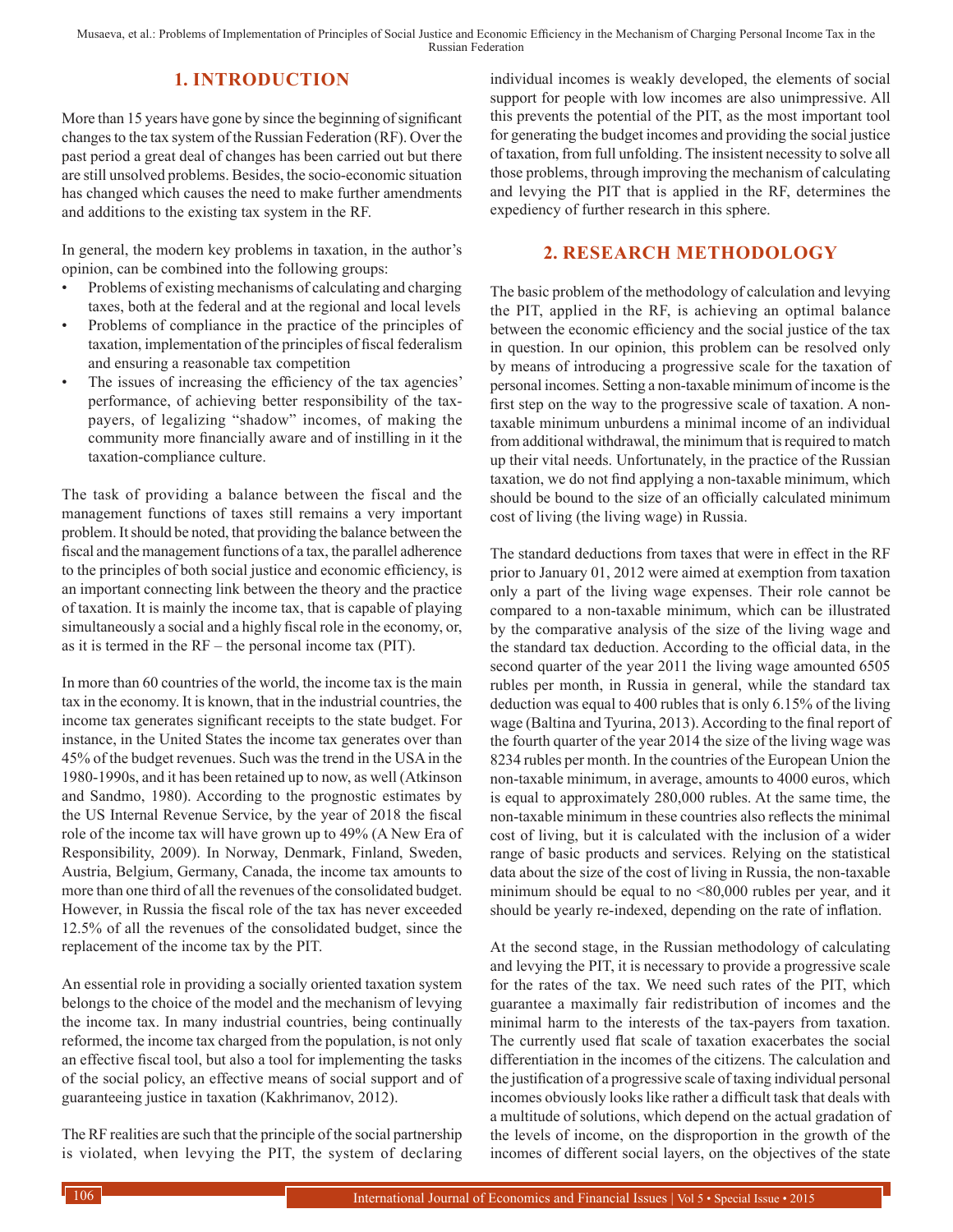## 1. INTRODUCTION

More than 15 years have gone by since the beginning of significant changes to the tax system of the Russian Federation (RF). Over the past period a great deal of changes has been carried out but there are still unsolved problems. Besides, the socio-economic situation has changed which causes the need to make further amendments and additions to the existing tax system in the RF.

In general, the modern key problems in taxation, in the author's opinion, can be combined into the following groups:

- Problems of existing mechanisms of calculating and charging taxes, both at the federal and at the regional and local levels
- Problems of compliance in the practice of the principles of taxation, implementation of the principles of fiscal federalism and ensuring a reasonable tax competition
- The issues of increasing the efficiency of the tax agencies' performance, of achieving better responsibility of the tax-payers, of legalizing "shadow" incomes, of making the community more financially aware and of instilling in it the taxation-compliance culture.

The task of providing a balance between the fiscal and the management functions of taxes still remains a very important problem. It should be noted, that providing the balance between the fiscal and the management functions of a tax, the parallel adherence to the principles of both social justice and economic efficiency, is an important connecting link between the theory and the practice of taxation. It is mainly the income tax, that is capable of playing simultaneously a social and a highly fiscal role in the economy, or, as it is termed in the RF – the personal income tax (PIT).

In more than 60 countries of the world, the income tax is the main tax in the economy. It is known, that in the industrial countries, the income tax generates significant receipts to the state budget. For instance, in the United States the income tax generates over than 45% of the budget revenues. Such was the trend in the USA in the 1980-1990s, and it has been retained up to now, as well (Atkinson and Sandmo, 1980). According to the prognostic estimates by the US Internal Revenue Service, by the year of 2018 the fiscal role of the income tax will have grown up to 49% (A New Era of Responsibility, 2009). In Norway, Denmark, Finland, Sweden, Austria, Belgium, Germany, Canada, the income tax amounts to more than one third of all the revenues of the consolidated budget. However, in Russia the fiscal role of the tax has never exceeded 12.5% of all the revenues of the consolidated budget, since the replacement of the income tax by the PIT.

An essential role in providing a socially oriented taxation system belongs to the choice of the model and the mechanism of levying the income tax. In many industrial countries, being continually reformed, the income tax charged from the population, is not only an effective fiscal tool, but also a tool for implementing the tasks of the social policy, an effective means of social support and of guaranteeing justice in taxation (Kakhrimanov, 2012).

The RF realities are such that the principle of the social partnership is violated, when levying the PIT, the system of declaring individual incomes is weakly developed, the elements of social support for people with low incomes are also unimpressive. All this prevents the potential of the PIT, as the most important tool for generating the budget incomes and providing the social justice of taxation, from full unfolding. The insistent necessity to solve all those problems, through improving the mechanism of calculating and levying the PIT that is applied in the RF, determines the expediency of further research in this sphere.

## 2. RESEARCH METHODOLOGY

The basic problem of the methodology of calculation and levying the PIT, applied in the RF, is achieving an optimal balance between the economic efficiency and the social justice of the tax in question. In our opinion, this problem can be resolved only by means of introducing a progressive scale for the taxation of personal incomes. Setting a non-taxable minimum of income is the first step on the way to the progressive scale of taxation. A non-taxable minimum unburdens a minimal income of an individual from additional withdrawal, the minimum that is required to match up their vital needs. Unfortunately, in the practice of the Russian taxation, we do not find applying a non-taxable minimum, which should be bound to the size of an officially calculated minimum cost of living (the living wage) in Russia.

The standard deductions from taxes that were in effect in the RF prior to January 01, 2012 were aimed at exemption from taxation only a part of the living wage expenses. Their role cannot be compared to a non-taxable minimum, which can be illustrated by the comparative analysis of the size of the living wage and the standard tax deduction. According to the official data, in the second quarter of the year 2011 the living wage amounted 6505 rubles per month, in Russia in general, while the standard tax deduction was equal to 400 rubles that is only 6.15% of the living wage (Baltina and Tyurina, 2013). According to the final report of the fourth quarter of the year 2014 the size of the living wage was 8234 rubles per month. In the countries of the European Union the non-taxable minimum, in average, amounts to 4000 euros, which is equal to approximately 280,000 rubles. At the same time, the non-taxable minimum in these countries also reflects the minimal cost of living, but it is calculated with the inclusion of a wider range of basic products and services. Relying on the statistical data about the size of the cost of living in Russia, the non-taxable minimum should be equal to no <80,000 rubles per year, and it should be yearly re-indexed, depending on the rate of inflation.

At the second stage, in the Russian methodology of calculating and levying the PIT, it is necessary to provide a progressive scale for the rates of the tax. We need such rates of the PIT, which guarantee a maximally fair redistribution of incomes and the minimal harm to the interests of the tax-payers from taxation. The currently used flat scale of taxation exacerbates the social differentiation in the incomes of the citizens. The calculation and the justification of a progressive scale of taxing individual personal incomes obviously looks like rather a difficult task that deals with a multitude of solutions, which depend on the actual gradation of the levels of income, on the disproportion in the growth of the incomes of different social layers, on the objectives of the state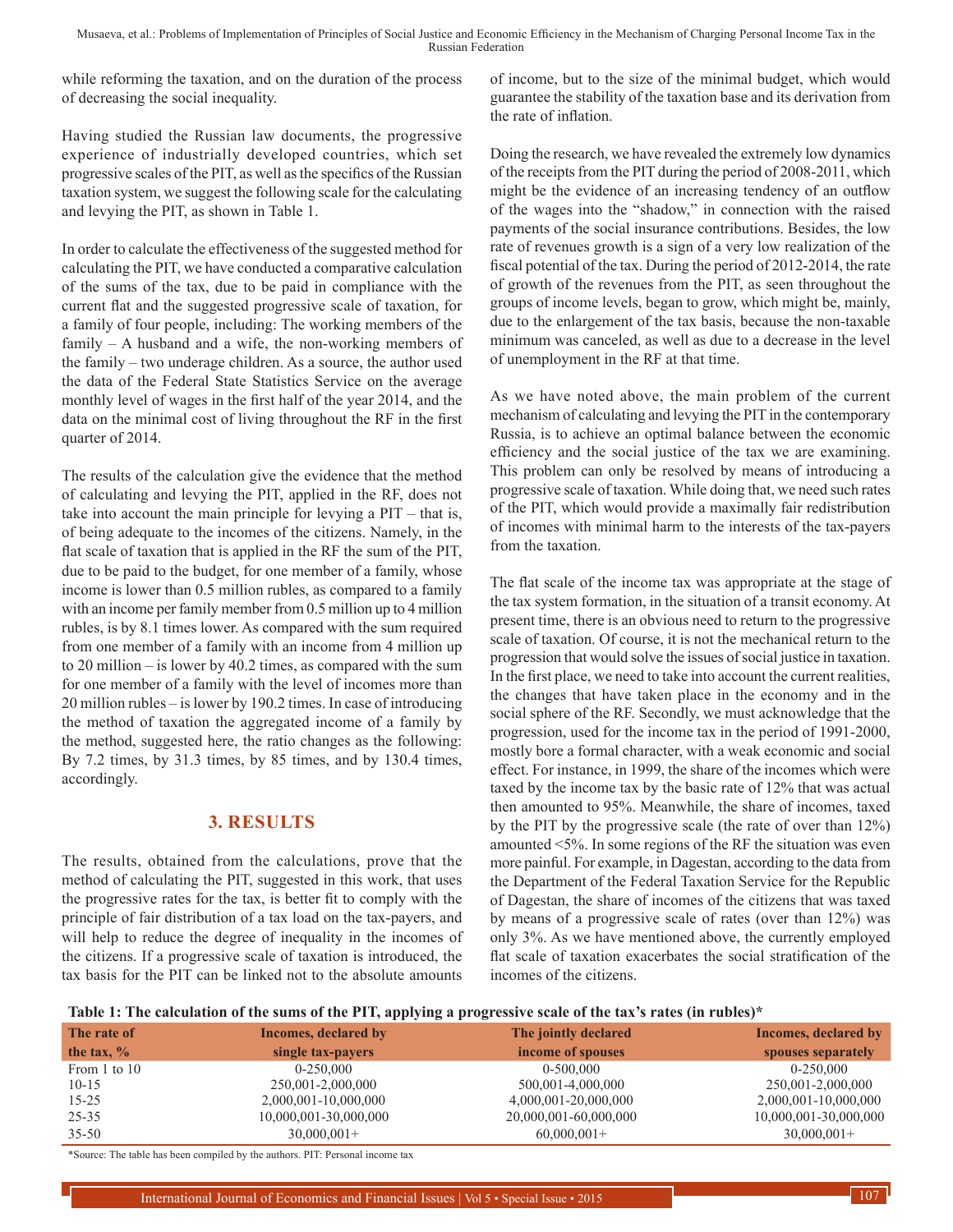while reforming the taxation, and on the duration of the process of decreasing the social inequality.

Having studied the Russian law documents, the progressive experience of industrially developed countries, which set progressive scales of the PIT, as well as the specifics of the Russian taxation system, we suggest the following scale for the calculating and levying the PIT, as shown in Table 1.

In order to calculate the effectiveness of the suggested method for calculating the PIT, we have conducted a comparative calculation of the sums of the tax, due to be paid in compliance with the current flat and the suggested progressive scale of taxation, for a family of four people, including: The working members of the family – A husband and a wife, the non-working members of the family – two underage children. As a source, the author used the data of the Federal State Statistics Service on the average monthly level of wages in the first half of the year 2014, and the data on the minimal cost of living throughout the RF in the first quarter of 2014.

The results of the calculation give the evidence that the method of calculating and levying the PIT, applied in the RF, does not take into account the main principle for levying a PIT – that is, of being adequate to the incomes of the citizens. Namely, in the flat scale of taxation that is applied in the RF the sum of the PIT, due to be paid to the budget, for one member of a family, whose income is lower than 0.5 million rubles, as compared to a family with an income per family member from 0.5 million up to 4 million rubles, is by 8.1 times lower. As compared with the sum required from one member of a family with an income from 4 million up to 20 million – is lower by 40.2 times, as compared with the sum for one member of a family with the level of incomes more than 20 million rubles – is lower by 190.2 times. In case of introducing the method of taxation the aggregated income of a family by the method, suggested here, the ratio changes as the following: By 7.2 times, by 31.3 times, by 85 times, and by 130.4 times, accordingly.

## 3. RESULTS

The results, obtained from the calculations, prove that the method of calculating the PIT, suggested in this work, that uses the progressive rates for the tax, is better fit to comply with the principle of fair distribution of a tax load on the tax-payers, and will help to reduce the degree of inequality in the incomes of the citizens. If a progressive scale of taxation is introduced, the tax basis for the PIT can be linked not to the absolute amounts of income, but to the size of the minimal budget, which would guarantee the stability of the taxation base and its derivation from the rate of inflation.

Doing the research, we have revealed the extremely low dynamics of the receipts from the PIT during the period of 2008-2011, which might be the evidence of an increasing tendency of an outflow of the wages into the "shadow," in connection with the raised payments of the social insurance contributions. Besides, the low rate of revenues growth is a sign of a very low realization of the fiscal potential of the tax. During the period of 2012-2014, the rate of growth of the revenues from the PIT, as seen throughout the groups of income levels, began to grow, which might be, mainly, due to the enlargement of the tax basis, because the non-taxable minimum was canceled, as well as due to a decrease in the level of unemployment in the RF at that time.

As we have noted above, the main problem of the current mechanism of calculating and levying the PIT in the contemporary Russia, is to achieve an optimal balance between the economic efficiency and the social justice of the tax we are examining. This problem can only be resolved by means of introducing a progressive scale of taxation. While doing that, we need such rates of the PIT, which would provide a maximally fair redistribution of incomes with minimal harm to the interests of the tax-payers from the taxation.

The flat scale of the income tax was appropriate at the stage of the tax system formation, in the situation of a transit economy. At present time, there is an obvious need to return to the progressive scale of taxation. Of course, it is not the mechanical return to the progression that would solve the issues of social justice in taxation. In the first place, we need to take into account the current realities, the changes that have taken place in the economy and in the social sphere of the RF. Secondly, we must acknowledge that the progression, used for the income tax in the period of 1991-2000, mostly bore a formal character, with a weak economic and social effect. For instance, in 1999, the share of the incomes which were taxed by the income tax by the basic rate of 12% that was actual then amounted to 95%. Meanwhile, the share of incomes, taxed by the PIT by the progressive scale (the rate of over than 12%) amounted <5%. In some regions of the RF the situation was even more painful. For example, in Dagestan, according to the data from the Department of the Federal Taxation Service for the Republic of Dagestan, the share of incomes of the citizens that was taxed by means of a progressive scale of rates (over than 12%) was only 3%. As we have mentioned above, the currently employed flat scale of taxation exacerbates the social stratification of the incomes of the citizens.

**Table 1: The calculation of the sums of the PIT, applying a progressive scale of the tax's rates (in rubles)***

| The rate of the tax, % | Incomes, declared by single tax-payers | The jointly declared income of spouses | Incomes, declared by spouses separately |
|---|---|---|---|
| From 1 to 10 | 0-250,000 | 0-500,000 | 0-250,000 |
| 10-15 | 250,001-2,000,000 | 500,001-4,000,000 | 250,001-2,000,000 |
| 15-25 | 2,000,001-10,000,000 | 4,000,001-20,000,000 | 2,000,001-10,000,000 |
| 25-35 | 10,000,001-30,000,000 | 20,000,001-60,000,000 | 10,000,001-30,000,000 |
| 35-50 | 30,000,001+ | 60,000,001+ | 30,000,001+ |

*Source: The table has been compiled by the authors. PIT: Personal income tax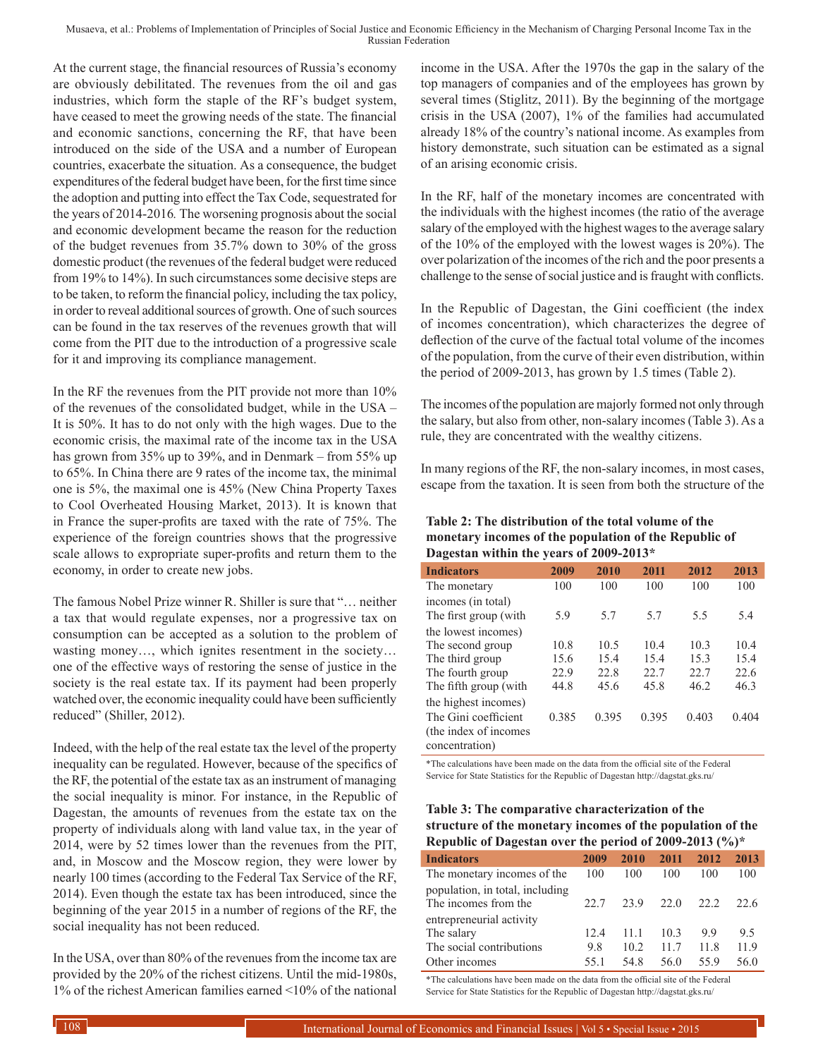At the current stage, the financial resources of Russia's economy are obviously debilitated. The revenues from the oil and gas industries, which form the staple of the RF's budget system, have ceased to meet the growing needs of the state. The financial and economic sanctions, concerning the RF, that have been introduced on the side of the USA and a number of European countries, exacerbate the situation. As a consequence, the budget expenditures of the federal budget have been, for the first time since the adoption and putting into effect the Tax Code, sequestrated for the years of 2014-2016*.* The worsening prognosis about the social and economic development became the reason for the reduction of the budget revenues from 35.7% down to 30% of the gross domestic product (the revenues of the federal budget were reduced from 19% to 14%). In such circumstances some decisive steps are to be taken, to reform the financial policy, including the tax policy, in order to reveal additional sources of growth. One of such sources can be found in the tax reserves of the revenues growth that will come from the PIT due to the introduction of a progressive scale for it and improving its compliance management.

In the RF the revenues from the PIT provide not more than 10% of the revenues of the consolidated budget, while in the USA – It is 50%. It has to do not only with the high wages. Due to the economic crisis, the maximal rate of the income tax in the USA has grown from 35% up to 39%, and in Denmark – from 55% up to 65%. In China there are 9 rates of the income tax, the minimal one is 5%, the maximal one is 45% (New China Property Taxes to Cool Overheated Housing Market, 2013). It is known that in France the super-profits are taxed with the rate of 75%. The experience of the foreign countries shows that the progressive scale allows to expropriate super-profits and return them to the economy, in order to create new jobs.

The famous Nobel Prize winner R. Shiller is sure that "… neither a tax that would regulate expenses, nor a progressive tax on consumption can be accepted as a solution to the problem of wasting money…, which ignites resentment in the society… one of the effective ways of restoring the sense of justice in the society is the real estate tax. If its payment had been properly watched over, the economic inequality could have been sufficiently reduced" (Shiller, 2012).

Indeed, with the help of the real estate tax the level of the property inequality can be regulated. However, because of the specifics of the RF, the potential of the estate tax as an instrument of managing the social inequality is minor. For instance, in the Republic of Dagestan, the amounts of revenues from the estate tax on the property of individuals along with land value tax, in the year of 2014, were by 52 times lower than the revenues from the PIT, and, in Moscow and the Moscow region, they were lower by nearly 100 times (according to the Federal Tax Service of the RF, 2014). Even though the estate tax has been introduced, since the beginning of the year 2015 in a number of regions of the RF, the social inequality has not been reduced.

In the USA, over than 80% of the revenues from the income tax are provided by the 20% of the richest citizens. Until the mid-1980s, 1% of the richest American families earned <10% of the national income in the USA. After the 1970s the gap in the salary of the top managers of companies and of the employees has grown by several times (Stiglitz, 2011). By the beginning of the mortgage crisis in the USA (2007), 1% of the families had accumulated already 18% of the country's national income. As examples from history demonstrate, such situation can be estimated as a signal of an arising economic crisis.

In the RF, half of the monetary incomes are concentrated with the individuals with the highest incomes (the ratio of the average salary of the employed with the highest wages to the average salary of the 10% of the employed with the lowest wages is 20%). The over polarization of the incomes of the rich and the poor presents a challenge to the sense of social justice and is fraught with conflicts.

In the Republic of Dagestan, the Gini coefficient (the index of incomes concentration), which characterizes the degree of deflection of the curve of the factual total volume of the incomes of the population, from the curve of their even distribution, within the period of 2009-2013, has grown by 1.5 times (Table 2).

The incomes of the population are majorly formed not only through the salary, but also from other, non-salary incomes (Table 3). As a rule, they are concentrated with the wealthy citizens.

In many regions of the RF, the non-salary incomes, in most cases, escape from the taxation. It is seen from both the structure of the

**Table 2: The distribution of the total volume of the monetary incomes of the population of the Republic of Dagestan within the years of 2009-2013***

| Indicators | 2009 | 2010 | 2011 | 2012 | 2013 |
|---|---|---|---|---|---|
| The monetary incomes (in total) | 100 | 100 | 100 | 100 | 100 |
| The first group (with the lowest incomes) | 5.9 | 5.7 | 5.7 | 5.5 | 5.4 |
| The second group | 10.8 | 10.5 | 10.4 | 10.3 | 10.4 |
| The third group | 15.6 | 15.4 | 15.4 | 15.3 | 15.4 |
| The fourth group | 22.9 | 22.8 | 22.7 | 22.7 | 22.6 |
| The fifth group (with the highest incomes) | 44.8 | 45.6 | 45.8 | 46.2 | 46.3 |
| The Gini coefficient (the index of incomes concentration) | 0.385 | 0.395 | 0.395 | 0.403 | 0.404 |

*The calculations have been made on the data from the official site of the Federal Service for State Statistics for the Republic of Dagestan http://dagstat.gks.ru/

**Table 3: The comparative characterization of the structure of the monetary incomes of the population of the Republic of Dagestan over the period of 2009-2013 (%)***

| Indicators | 2009 | 2010 | 2011 | 2012 | 2013 |
|---|---|---|---|---|---|
| The monetary incomes of the population, in total, including | 100 | 100 | 100 | 100 | 100 |
| The incomes from the entrepreneurial activity | 22.7 | 23.9 | 22.0 | 22.2 | 22.6 |
| The salary | 12.4 | 11.1 | 10.3 | 9.9 | 9.5 |
| The social contributions | 9.8 | 10.2 | 11.7 | 11.8 | 11.9 |
| Other incomes | 55.1 | 54.8 | 56.0 | 55.9 | 56.0 |

*The calculations have been made on the data from the official site of the Federal Service for State Statistics for the Republic of Dagestan http://dagstat.gks.ru/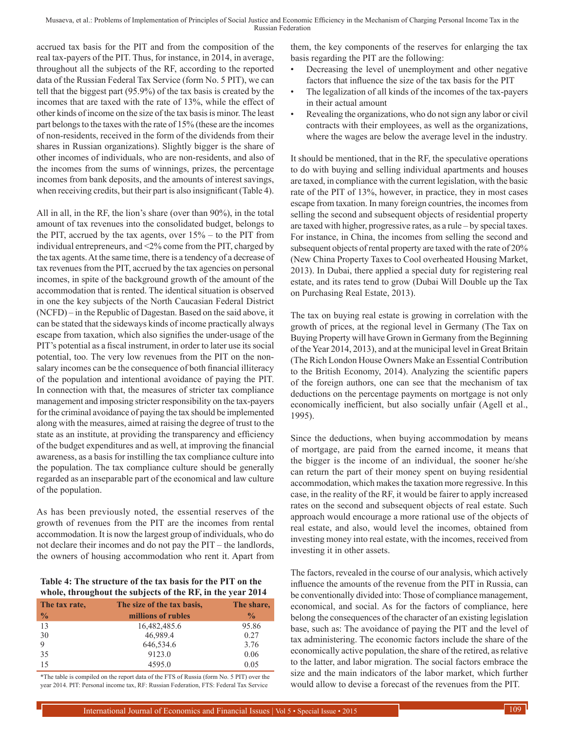accrued tax basis for the PIT and from the composition of the real tax-payers of the PIT. Thus, for instance, in 2014, in average, throughout all the subjects of the RF, according to the reported data of the Russian Federal Tax Service (form No. 5 PIT), we can tell that the biggest part (95.9%) of the tax basis is created by the incomes that are taxed with the rate of 13%, while the effect of other kinds of income on the size of the tax basis is minor. The least part belongs to the taxes with the rate of 15% (these are the incomes of non-residents, received in the form of the dividends from their shares in Russian organizations). Slightly bigger is the share of other incomes of individuals, who are non-residents, and also of the incomes from the sums of winnings, prizes, the percentage incomes from bank deposits, and the amounts of interest savings, when receiving credits, but their part is also insignificant (Table 4).

All in all, in the RF, the lion's share (over than 90%), in the total amount of tax revenues into the consolidated budget, belongs to the PIT, accrued by the tax agents, over 15% – to the PIT from individual entrepreneurs, and <2% come from the PIT, charged by the tax agents. At the same time, there is a tendency of a decrease of tax revenues from the PIT, accrued by the tax agencies on personal incomes, in spite of the background growth of the amount of the accommodation that is rented. The identical situation is observed in one the key subjects of the North Caucasian Federal District (NCFD) – in the Republic of Dagestan. Based on the said above, it can be stated that the sideways kinds of income practically always escape from taxation, which also signifies the under-usage of the PIT's potential as a fiscal instrument, in order to later use its social potential, too. The very low revenues from the PIT on the non-salary incomes can be the consequence of both financial illiteracy of the population and intentional avoidance of paying the PIT. In connection with that, the measures of stricter tax compliance management and imposing stricter responsibility on the tax-payers for the criminal avoidance of paying the tax should be implemented along with the measures, aimed at raising the degree of trust to the state as an institute, at providing the transparency and efficiency of the budget expenditures and as well, at improving the financial awareness, as a basis for instilling the tax compliance culture into the population. The tax compliance culture should be generally regarded as an inseparable part of the economical and law culture of the population.

As has been previously noted, the essential reserves of the growth of revenues from the PIT are the incomes from rental accommodation. It is now the largest group of individuals, who do not declare their incomes and do not pay the PIT – the landlords, the owners of housing accommodation who rent it. Apart from them, the key components of the reserves for enlarging the tax basis regarding the PIT are the following:

- Decreasing the level of unemployment and other negative factors that influence the size of the tax basis for the PIT
- The legalization of all kinds of the incomes of the tax-payers in their actual amount
- Revealing the organizations, who do not sign any labor or civil contracts with their employees, as well as the organizations, where the wages are below the average level in the industry.

**Table 4: The structure of the tax basis for the PIT on the whole, throughout the subjects of the RF, in the year 2014**

| The tax rate, % | The size of the tax basis, millions of rubles | The share, % |
|---|---|---|
| 13 | 16,482,485.6 | 95.86 |
| 30 | 46,989.4 | 0.27 |
| 9 | 646,534.6 | 3.76 |
| 35 | 9123.0 | 0.06 |
| 15 | 4595.0 | 0.05 |

*The table is compiled on the report data of the FTS of Russia (form No. 5 PIT) over the year 2014. PIT: Personal income tax, RF: Russian Federation, FTS: Federal Tax Service

It should be mentioned, that in the RF, the speculative operations to do with buying and selling individual apartments and houses are taxed, in compliance with the current legislation, with the basic rate of the PIT of 13%, however, in practice, they in most cases escape from taxation. In many foreign countries, the incomes from selling the second and subsequent objects of residential property are taxed with higher, progressive rates, as a rule – by special taxes. For instance, in China, the incomes from selling the second and subsequent objects of rental property are taxed with the rate of 20% (New China Property Taxes to Cool overheated Housing Market, 2013). In Dubai, there applied a special duty for registering real estate, and its rates tend to grow (Dubai Will Double up the Tax on Purchasing Real Estate, 2013).

The tax on buying real estate is growing in correlation with the growth of prices, at the regional level in Germany (The Tax on Buying Property will have Grown in Germany from the Beginning of the Year 2014, 2013), and at the municipal level in Great Britain (The Rich London House Owners Make an Essential Contribution to the British Economy, 2014). Analyzing the scientific papers of the foreign authors, one can see that the mechanism of tax deductions on the percentage payments on mortgage is not only economically inefficient, but also socially unfair (Agell et al., 1995).

Since the deductions, when buying accommodation by means of mortgage, are paid from the earned income, it means that the bigger is the income of an individual, the sooner he/she can return the part of their money spent on buying residential accommodation, which makes the taxation more regressive. In this case, in the reality of the RF, it would be fairer to apply increased rates on the second and subsequent objects of real estate. Such approach would encourage a more rational use of the objects of real estate, and also, would level the incomes, obtained from investing money into real estate, with the incomes, received from investing it in other assets.

The factors, revealed in the course of our analysis, which actively influence the amounts of the revenue from the PIT in Russia, can be conventionally divided into: Those of compliance management, economical, and social. As for the factors of compliance, here belong the consequences of the character of an existing legislation base, such as: The avoidance of paying the PIT and the level of tax administering. The economic factors include the share of the economically active population, the share of the retired, as relative to the latter, and labor migration. The social factors embrace the size and the main indicators of the labor market, which further would allow to devise a forecast of the revenues from the PIT.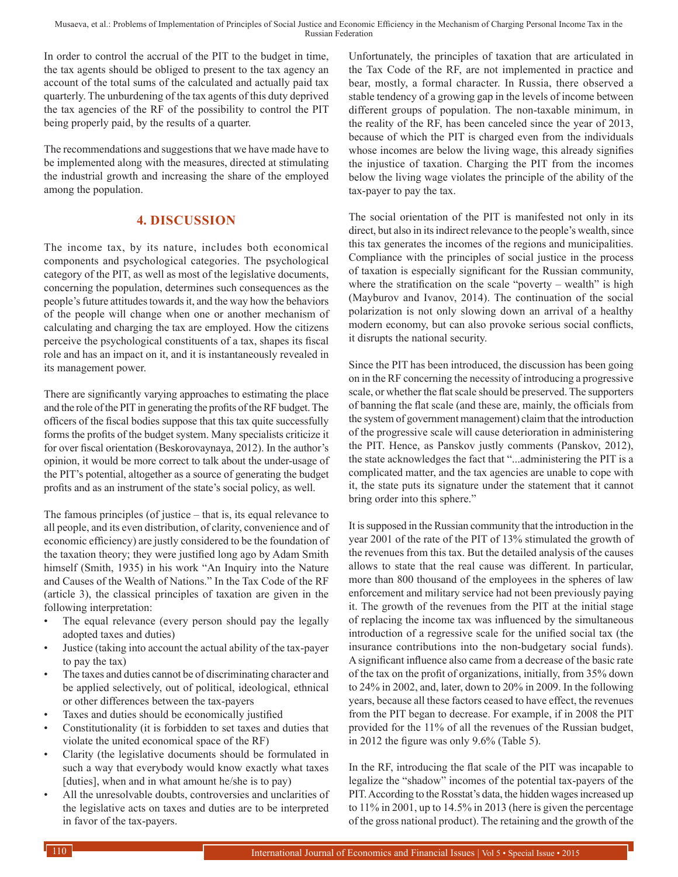In order to control the accrual of the PIT to the budget in time, the tax agents should be obliged to present to the tax agency an account of the total sums of the calculated and actually paid tax quarterly. The unburdening of the tax agents of this duty deprived the tax agencies of the RF of the possibility to control the PIT being properly paid, by the results of a quarter.

The recommendations and suggestions that we have made have to be implemented along with the measures, directed at stimulating the industrial growth and increasing the share of the employed among the population.

## 4. DISCUSSION

The income tax, by its nature, includes both economical components and psychological categories. The psychological category of the PIT, as well as most of the legislative documents, concerning the population, determines such consequences as the people's future attitudes towards it, and the way how the behaviors of the people will change when one or another mechanism of calculating and charging the tax are employed. How the citizens perceive the psychological constituents of a tax, shapes its fiscal role and has an impact on it, and it is instantaneously revealed in its management power.

There are significantly varying approaches to estimating the place and the role of the PIT in generating the profits of the RF budget. The officers of the fiscal bodies suppose that this tax quite successfully forms the profits of the budget system. Many specialists criticize it for over fiscal orientation (Beskorovaynaya, 2012). In the author's opinion, it would be more correct to talk about the under-usage of the PIT's potential, altogether as a source of generating the budget profits and as an instrument of the state's social policy, as well.

The famous principles (of justice – that is, its equal relevance to all people, and its even distribution, of clarity, convenience and of economic efficiency) are justly considered to be the foundation of the taxation theory; they were justified long ago by Adam Smith himself (Smith, 1935) in his work "An Inquiry into the Nature and Causes of the Wealth of Nations." In the Tax Code of the RF (article 3), the classical principles of taxation are given in the following interpretation:

- The equal relevance (every person should pay the legally adopted taxes and duties)
- Justice (taking into account the actual ability of the tax-payer to pay the tax)
- The taxes and duties cannot be of discriminating character and be applied selectively, out of political, ideological, ethnical or other differences between the tax-payers
- Taxes and duties should be economically justified
- Constitutionality (it is forbidden to set taxes and duties that violate the united economical space of the RF)
- Clarity (the legislative documents should be formulated in such a way that everybody would know exactly what taxes [duties], when and in what amount he/she is to pay)
- All the unresolvable doubts, controversies and unclarities of the legislative acts on taxes and duties are to be interpreted in favor of the tax-payers.

Unfortunately, the principles of taxation that are articulated in the Tax Code of the RF, are not implemented in practice and bear, mostly, a formal character. In Russia, there observed a stable tendency of a growing gap in the levels of income between different groups of population. The non-taxable minimum, in the reality of the RF, has been canceled since the year of 2013, because of which the PIT is charged even from the individuals whose incomes are below the living wage, this already signifies the injustice of taxation. Charging the PIT from the incomes below the living wage violates the principle of the ability of the tax-payer to pay the tax.

The social orientation of the PIT is manifested not only in its direct, but also in its indirect relevance to the people's wealth, since this tax generates the incomes of the regions and municipalities. Compliance with the principles of social justice in the process of taxation is especially significant for the Russian community, where the stratification on the scale "poverty – wealth" is high (Mayburov and Ivanov, 2014). The continuation of the social polarization is not only slowing down an arrival of a healthy modern economy, but can also provoke serious social conflicts, it disrupts the national security.

Since the PIT has been introduced, the discussion has been going on in the RF concerning the necessity of introducing a progressive scale, or whether the flat scale should be preserved. The supporters of banning the flat scale (and these are, mainly, the officials from the system of government management) claim that the introduction of the progressive scale will cause deterioration in administering the PIT. Hence, as Panskov justly comments (Panskov, 2012), the state acknowledges the fact that "...administering the PIT is a complicated matter, and the tax agencies are unable to cope with it, the state puts its signature under the statement that it cannot bring order into this sphere."

It is supposed in the Russian community that the introduction in the year 2001 of the rate of the PIT of 13% stimulated the growth of the revenues from this tax. But the detailed analysis of the causes allows to state that the real cause was different. In particular, more than 800 thousand of the employees in the spheres of law enforcement and military service had not been previously paying it. The growth of the revenues from the PIT at the initial stage of replacing the income tax was influenced by the simultaneous introduction of a regressive scale for the unified social tax (the insurance contributions into the non-budgetary social funds). A significant influence also came from a decrease of the basic rate of the tax on the profit of organizations, initially, from 35% down to 24% in 2002, and, later, down to 20% in 2009. In the following years, because all these factors ceased to have effect, the revenues from the PIT began to decrease. For example, if in 2008 the PIT provided for the 11% of all the revenues of the Russian budget, in 2012 the figure was only 9.6% (Table 5).

In the RF, introducing the flat scale of the PIT was incapable to legalize the "shadow" incomes of the potential tax-payers of the PIT. According to the Rosstat's data, the hidden wages increased up to 11% in 2001, up to 14.5% in 2013 (here is given the percentage of the gross national product). The retaining and the growth of the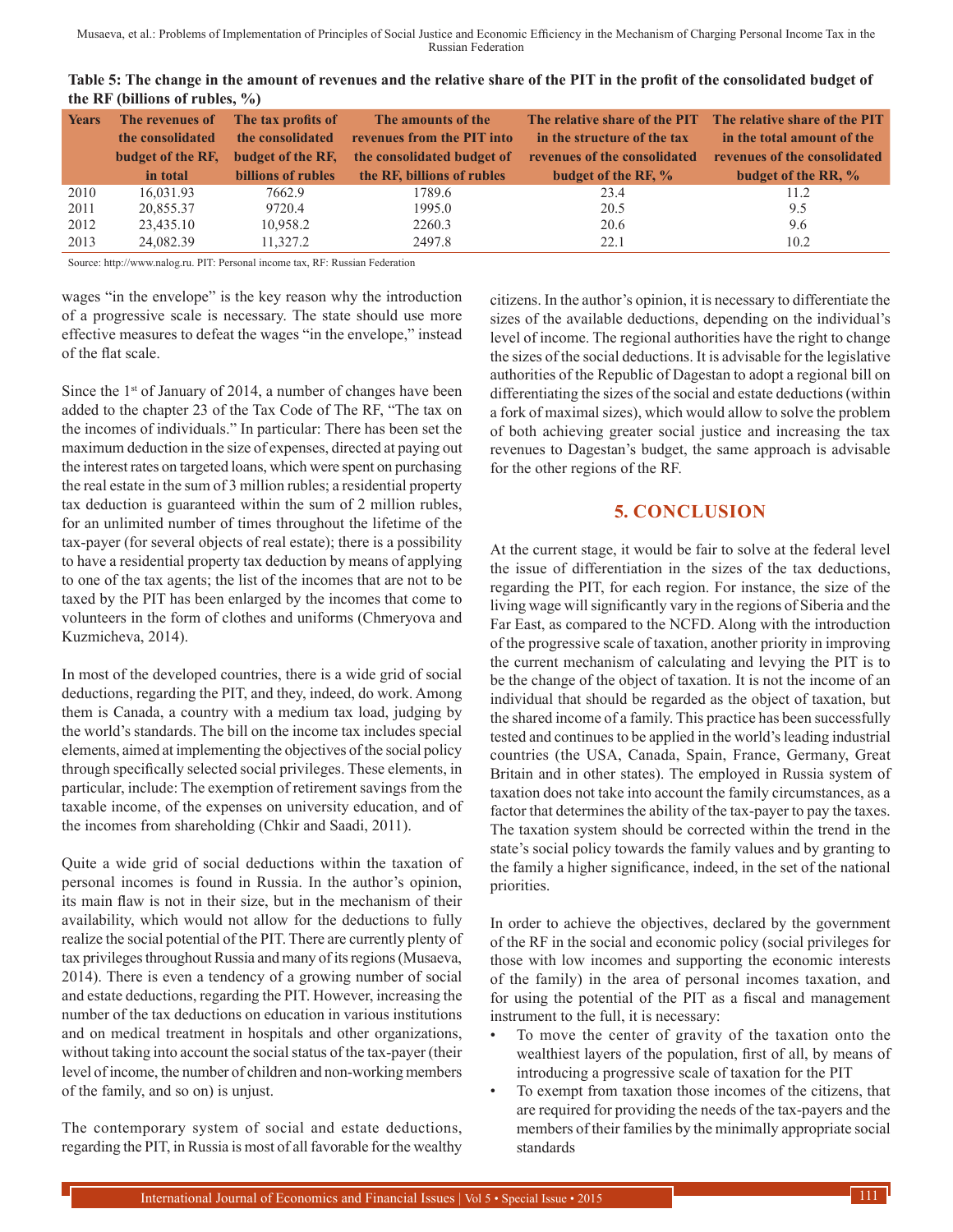**Table 5: The change in the amount of revenues and the relative share of the PIT in the profit of the consolidated budget of the RF (billions of rubles, %)**

| Years | The revenues of the consolidated budget of the RF, in total | The tax profits of the consolidated budget of the RF, billions of rubles | The amounts of the revenues from the PIT into the consolidated budget of the RF, billions of rubles | The relative share of the PIT in the structure of the tax revenues of the consolidated budget of the RF, % | The relative share of the PIT in the total amount of the revenues of the consolidated budget of the RR, % |
|---|---|---|---|---|---|
| 2010 | 16,031.93 | 7662.9 | 1789.6 | 23.4 | 11.2 |
| 2011 | 20,855.37 | 9720.4 | 1995.0 | 20.5 | 9.5 |
| 2012 | 23,435.10 | 10,958.2 | 2260.3 | 20.6 | 9.6 |
| 2013 | 24,082.39 | 11,327.2 | 2497.8 | 22.1 | 10.2 |

Source: http://www.nalog.ru. PIT: Personal income tax, RF: Russian Federation

wages "in the envelope" is the key reason why the introduction of a progressive scale is necessary. The state should use more effective measures to defeat the wages "in the envelope," instead of the flat scale.

Since the 1st of January of 2014, a number of changes have been added to the chapter 23 of the Tax Code of The RF, "The tax on the incomes of individuals." In particular: There has been set the maximum deduction in the size of expenses, directed at paying out the interest rates on targeted loans, which were spent on purchasing the real estate in the sum of 3 million rubles; a residential property tax deduction is guaranteed within the sum of 2 million rubles, for an unlimited number of times throughout the lifetime of the tax-payer (for several objects of real estate); there is a possibility to have a residential property tax deduction by means of applying to one of the tax agents; the list of the incomes that are not to be taxed by the PIT has been enlarged by the incomes that come to volunteers in the form of clothes and uniforms (Chmeryova and Kuzmicheva, 2014).

In most of the developed countries, there is a wide grid of social deductions, regarding the PIT, and they, indeed, do work. Among them is Canada, a country with a medium tax load, judging by the world's standards. The bill on the income tax includes special elements, aimed at implementing the objectives of the social policy through specifically selected social privileges. These elements, in particular, include: The exemption of retirement savings from the taxable income, of the expenses on university education, and of the incomes from shareholding (Chkir and Saadi, 2011).

Quite a wide grid of social deductions within the taxation of personal incomes is found in Russia. In the author's opinion, its main flaw is not in their size, but in the mechanism of their availability, which would not allow for the deductions to fully realize the social potential of the PIT. There are currently plenty of tax privileges throughout Russia and many of its regions (Musaeva, 2014). There is even a tendency of a growing number of social and estate deductions, regarding the PIT. However, increasing the number of the tax deductions on education in various institutions and on medical treatment in hospitals and other organizations, without taking into account the social status of the tax-payer (their level of income, the number of children and non-working members of the family, and so on) is unjust.

The contemporary system of social and estate deductions, regarding the PIT, in Russia is most of all favorable for the wealthy citizens. In the author's opinion, it is necessary to differentiate the sizes of the available deductions, depending on the individual's level of income. The regional authorities have the right to change the sizes of the social deductions. It is advisable for the legislative authorities of the Republic of Dagestan to adopt a regional bill on differentiating the sizes of the social and estate deductions (within a fork of maximal sizes), which would allow to solve the problem of both achieving greater social justice and increasing the tax revenues to Dagestan's budget, the same approach is advisable for the other regions of the RF.

## 5. CONCLUSION

At the current stage, it would be fair to solve at the federal level the issue of differentiation in the sizes of the tax deductions, regarding the PIT, for each region. For instance, the size of the living wage will significantly vary in the regions of Siberia and the Far East, as compared to the NCFD. Along with the introduction of the progressive scale of taxation, another priority in improving the current mechanism of calculating and levying the PIT is to be the change of the object of taxation. It is not the income of an individual that should be regarded as the object of taxation, but the shared income of a family. This practice has been successfully tested and continues to be applied in the world's leading industrial countries (the USA, Canada, Spain, France, Germany, Great Britain and in other states). The employed in Russia system of taxation does not take into account the family circumstances, as a factor that determines the ability of the tax-payer to pay the taxes. The taxation system should be corrected within the trend in the state's social policy towards the family values and by granting to the family a higher significance, indeed, in the set of the national priorities.

In order to achieve the objectives, declared by the government of the RF in the social and economic policy (social privileges for those with low incomes and supporting the economic interests of the family) in the area of personal incomes taxation, and for using the potential of the PIT as a fiscal and management instrument to the full, it is necessary:

- To move the center of gravity of the taxation onto the wealthiest layers of the population, first of all, by means of introducing a progressive scale of taxation for the PIT
- To exempt from taxation those incomes of the citizens, that are required for providing the needs of the tax-payers and the members of their families by the minimally appropriate social standards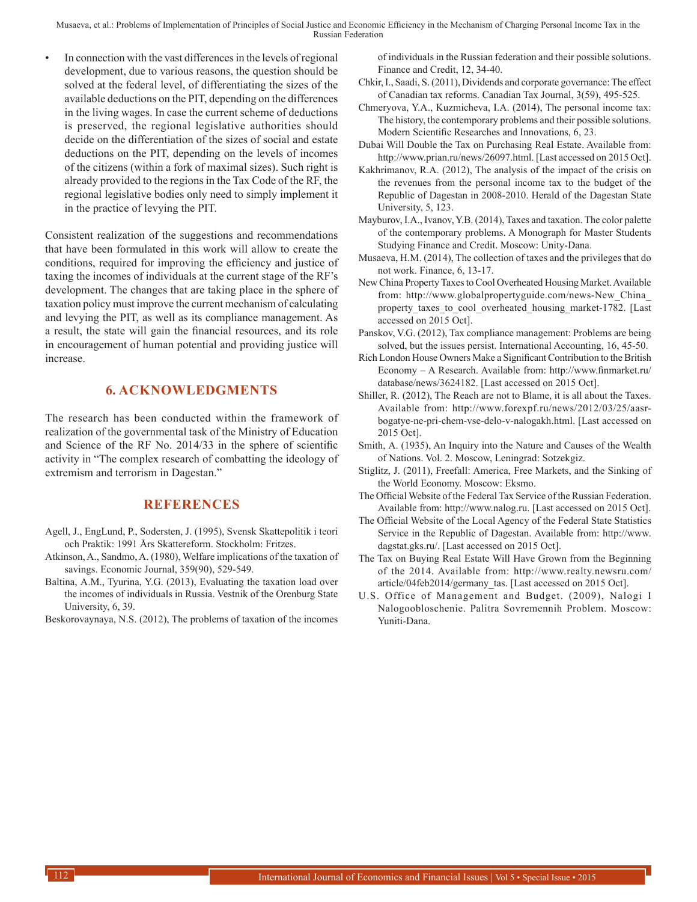- In connection with the vast differences in the levels of regional development, due to various reasons, the question should be solved at the federal level, of differentiating the sizes of the available deductions on the PIT, depending on the differences in the living wages. In case the current scheme of deductions is preserved, the regional legislative authorities should decide on the differentiation of the sizes of social and estate deductions on the PIT, depending on the levels of incomes of the citizens (within a fork of maximal sizes). Such right is already provided to the regions in the Tax Code of the RF, the regional legislative bodies only need to simply implement it in the practice of levying the PIT.

Consistent realization of the suggestions and recommendations that have been formulated in this work will allow to create the conditions, required for improving the efficiency and justice of taxing the incomes of individuals at the current stage of the RF's development. The changes that are taking place in the sphere of taxation policy must improve the current mechanism of calculating and levying the PIT, as well as its compliance management. As a result, the state will gain the financial resources, and its role in encouragement of human potential and providing justice will increase.

## 6. ACKNOWLEDGMENTS

The research has been conducted within the framework of realization of the governmental task of the Ministry of Education and Science of the RF No. 2014/33 in the sphere of scientific activity in "The complex research of combatting the ideology of extremism and terrorism in Dagestan."

## REFERENCES

Agell, J., EngLund, P., Sodersten, J. (1995), Svensk Skattepolitik i teori och Praktik: 1991 Års Skattereform. Stockholm: Fritzes.

Atkinson, A., Sandmo, A. (1980), Welfare implications of the taxation of savings. Economic Journal, 359(90), 529-549.

Baltina, A.M., Tyurina, Y.G. (2013), Evaluating the taxation load over the incomes of individuals in Russia. Vestnik of the Orenburg State University, 6, 39.

Beskorovaynaya, N.S. (2012), The problems of taxation of the incomes of individuals in the Russian federation and their possible solutions. Finance and Credit, 12, 34-40.

Chkir, I., Saadi, S. (2011), Dividends and corporate governance: The effect of Canadian tax reforms. Canadian Tax Journal, 3(59), 495-525.

Chmeryova, Y.A., Kuzmicheva, I.A. (2014), The personal income tax: The history, the contemporary problems and their possible solutions. Modern Scientific Researches and Innovations, 6, 23.

Dubai Will Double the Tax on Purchasing Real Estate. Available from: http://www.prian.ru/news/26097.html. [Last accessed on 2015 Oct].

Kakhrimanov, R.A. (2012), The analysis of the impact of the crisis on the revenues from the personal income tax to the budget of the Republic of Dagestan in 2008-2010. Herald of the Dagestan State University, 5, 123.

Mayburov, I.A., Ivanov, Y.B. (2014), Taxes and taxation. The color palette of the contemporary problems. A Monograph for Master Students Studying Finance and Credit. Moscow: Unity-Dana.

Musaeva, H.M. (2014), The collection of taxes and the privileges that do not work. Finance, 6, 13-17.

New China Property Taxes to Cool Overheated Housing Market. Available from: http://www.globalpropertyguide.com/news-New_China_property_taxes_to_cool_overheated_housing_market-1782. [Last accessed on 2015 Oct].

Panskov, V.G. (2012), Tax compliance management: Problems are being solved, but the issues persist. International Accounting, 16, 45-50.

Rich London House Owners Make a Significant Contribution to the British Economy – A Research. Available from: http://www.finmarket.ru/database/news/3624182. [Last accessed on 2015 Oct].

Shiller, R. (2012), The Reach are not to Blame, it is all about the Taxes. Available from: http://www.forexpf.ru/news/2012/03/25/aasr-bogatye-ne-pri-chem-vse-delo-v-nalogakh.html. [Last accessed on 2015 Oct].

Smith, A. (1935), An Inquiry into the Nature and Causes of the Wealth of Nations. Vol. 2. Moscow, Leningrad: Sotzekgiz.

Stiglitz, J. (2011), Freefall: America, Free Markets, and the Sinking of the World Economy. Moscow: Eksmo.

The Official Website of the Federal Tax Service of the Russian Federation. Available from: http://www.nalog.ru. [Last accessed on 2015 Oct].

The Official Website of the Local Agency of the Federal State Statistics Service in the Republic of Dagestan. Available from: http://www.dagstat.gks.ru/. [Last accessed on 2015 Oct].

The Tax on Buying Real Estate Will Have Grown from the Beginning of the 2014. Available from: http://www.realty.newsru.com/article/04feb2014/germany_tas. [Last accessed on 2015 Oct].

U.S. Office of Management and Budget. (2009), Nalogi I Nalogoobloschenie. Palitra Sovremennih Problem. Moscow: Yuniti-Dana.